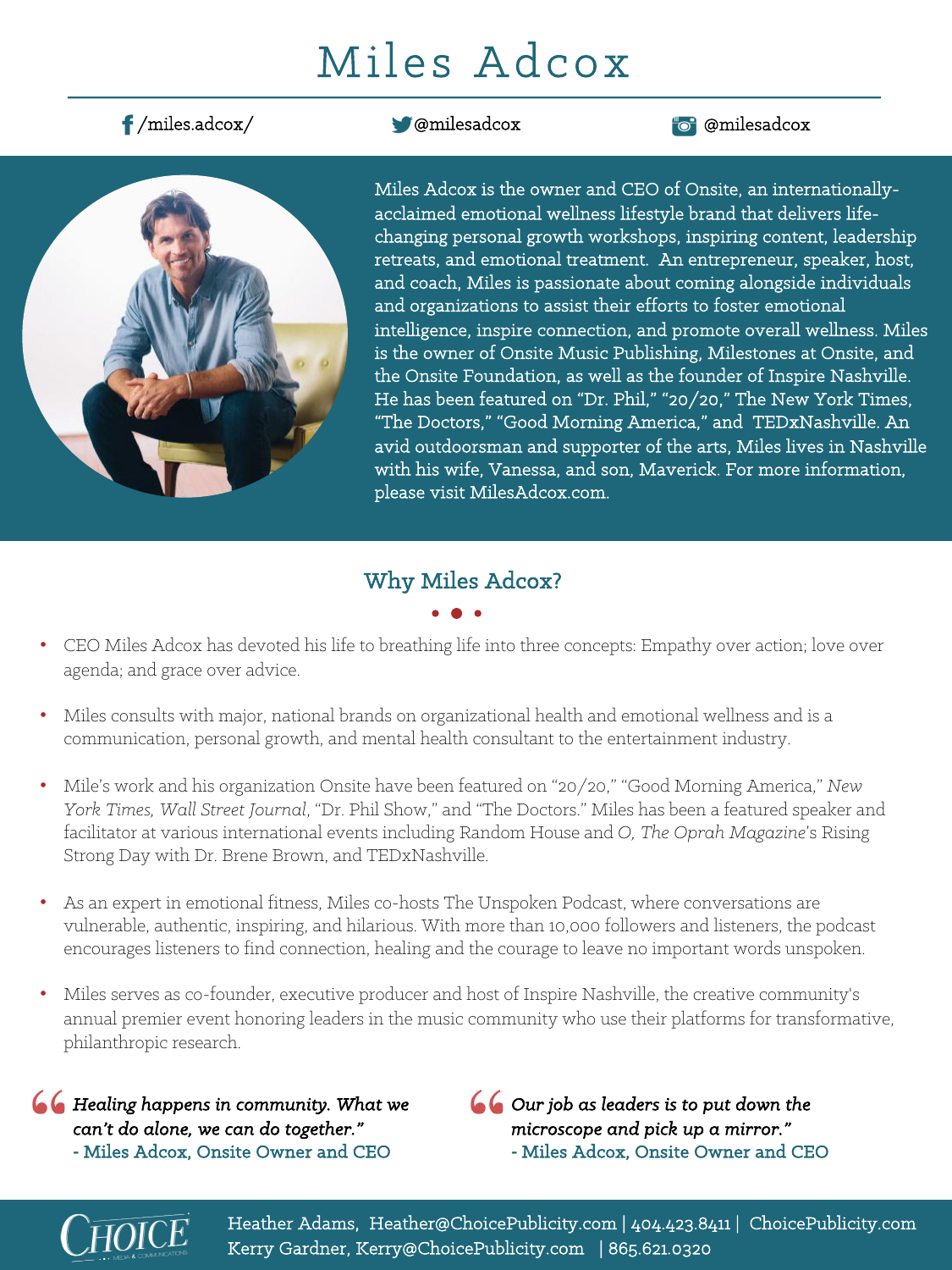# Miles Adcox

/miles.adcox/ | @milesadcox | @milesadcox

Miles Adcox is the owner and CEO of Onsite, an internationally-acclaimed emotional wellness lifestyle brand that delivers life-changing personal growth workshops, inspiring content, leadership retreats, and emotional treatment. An entrepreneur, speaker, host, and coach, Miles is passionate about coming alongside individuals and organizations to assist their efforts to foster emotional intelligence, inspire connection, and promote overall wellness. Miles is the owner of Onsite Music Publishing, Milestones at Onsite, and the Onsite Foundation, as well as the founder of Inspire Nashville. He has been featured on "Dr. Phil," "20/20," The New York Times, "The Doctors," "Good Morning America," and TEDxNashville. An avid outdoorsman and supporter of the arts, Miles lives in Nashville with his wife, Vanessa, and son, Maverick. For more information, please visit MilesAdcox.com.

## Why Miles Adcox?

- CEO Miles Adcox has devoted his life to breathing life into three concepts: Empathy over action; love over agenda; and grace over advice.
- Miles consults with major, national brands on organizational health and emotional wellness and is a communication, personal growth, and mental health consultant to the entertainment industry.
- Mile's work and his organization Onsite have been featured on "20/20," "Good Morning America," *New York Times, Wall Street Journal*, "Dr. Phil Show," and "The Doctors." Miles has been a featured speaker and facilitator at various international events including Random House and *O, The Oprah Magazine*'s Rising Strong Day with Dr. Brene Brown, and TEDxNashville.
- As an expert in emotional fitness, Miles co-hosts The Unspoken Podcast, where conversations are vulnerable, authentic, inspiring, and hilarious. With more than 10,000 followers and listeners, the podcast encourages listeners to find connection, healing and the courage to leave no important words unspoken.
- Miles serves as co-founder, executive producer and host of Inspire Nashville, the creative community's annual premier event honoring leaders in the music community who use their platforms for transformative, philanthropic research.

> *Healing happens in community. What we can't do alone, we can do together."*
> **- Miles Adcox, Onsite Owner and CEO**

> *Our job as leaders is to put down the microscope and pick up a mirror."*
> **- Miles Adcox, Onsite Owner and CEO**

CHOICE Media & Communications

Heather Adams, Heather@ChoicePublicity.com | 404.423.8411 | ChoicePublicity.com
Kerry Gardner, Kerry@ChoicePublicity.com | 865.621.0320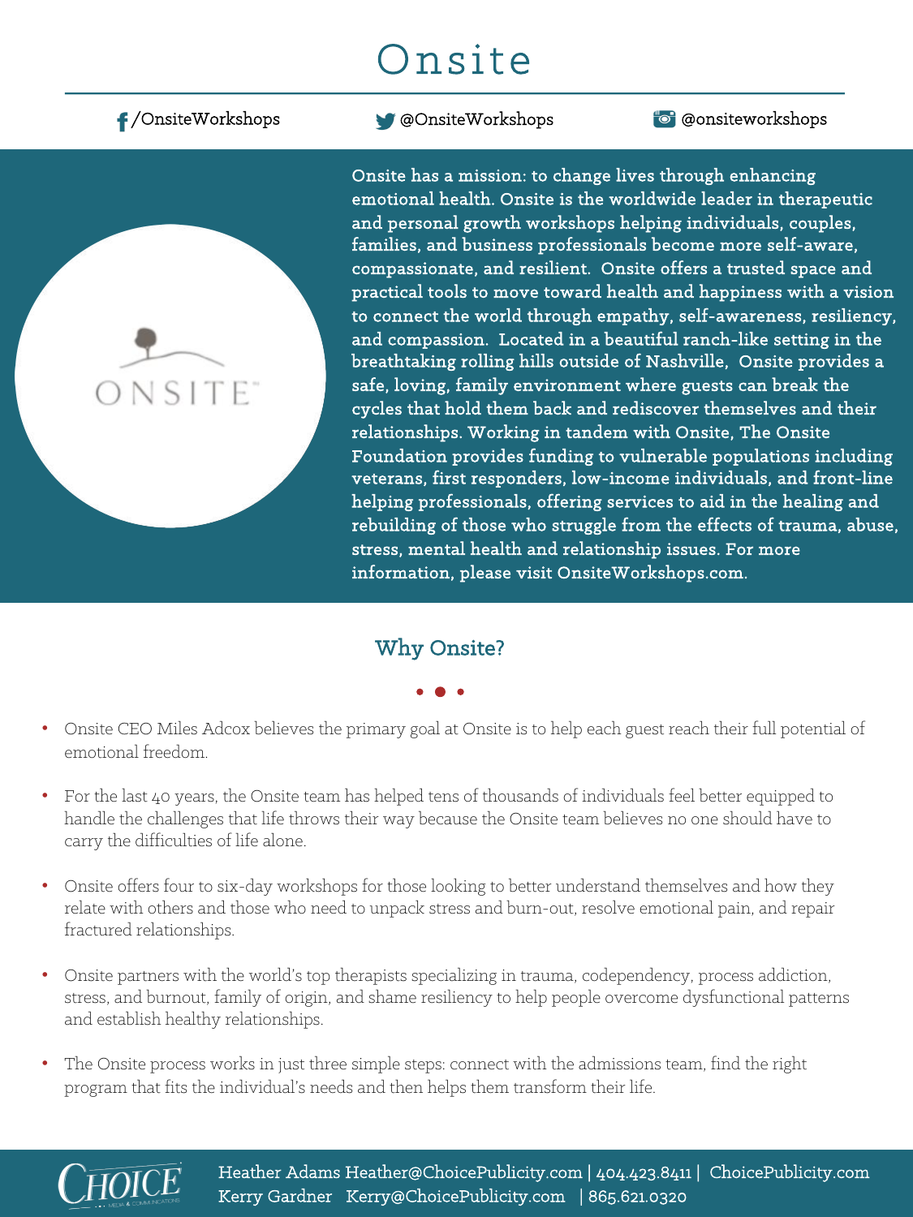# Onsite

/OnsiteWorkshops | @OnsiteWorkshops | @onsiteworkshops

**Onsite has a mission: to change lives through enhancing emotional health. Onsite is the worldwide leader in therapeutic and personal growth workshops helping individuals, couples, families, and business professionals become more self-aware, compassionate, and resilient. Onsite offers a trusted space and practical tools to move toward health and happiness with a vision to connect the world through empathy, self-awareness, resiliency, and compassion. Located in a beautiful ranch-like setting in the breathtaking rolling hills outside of Nashville, Onsite provides a safe, loving, family environment where guests can break the cycles that hold them back and rediscover themselves and their relationships. Working in tandem with Onsite, The Onsite Foundation provides funding to vulnerable populations including veterans, first responders, low-income individuals, and front-line helping professionals, offering services to aid in the healing and rebuilding of those who struggle from the effects of trauma, abuse, stress, mental health and relationship issues. For more information, please visit OnsiteWorkshops.com.**

## Why Onsite?

- Onsite CEO Miles Adcox believes the primary goal at Onsite is to help each guest reach their full potential of emotional freedom.
- For the last 40 years, the Onsite team has helped tens of thousands of individuals feel better equipped to handle the challenges that life throws their way because the Onsite team believes no one should have to carry the difficulties of life alone.
- Onsite offers four to six-day workshops for those looking to better understand themselves and how they relate with others and those who need to unpack stress and burn-out, resolve emotional pain, and repair fractured relationships.
- Onsite partners with the world's top therapists specializing in trauma, codependency, process addiction, stress, and burnout, family of origin, and shame resiliency to help people overcome dysfunctional patterns and establish healthy relationships.
- The Onsite process works in just three simple steps: connect with the admissions team, find the right program that fits the individual's needs and then helps them transform their life.

Heather Adams Heather@ChoicePublicity.com | 404.423.8411 | ChoicePublicity.com
Kerry Gardner Kerry@ChoicePublicity.com | 865.621.0320